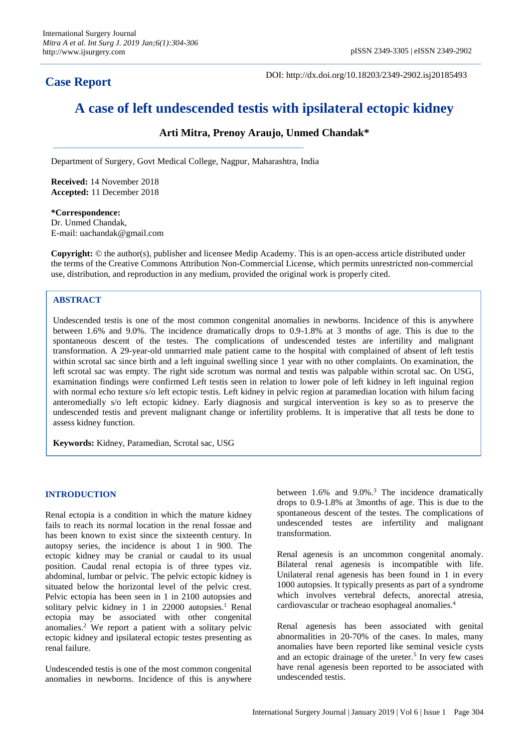**Case Report**

DOI: http://dx.doi.org/10.18203/2349-2902.isj20185493

# A case of left undescended testis with ipsilateral ectopic kidney

**Arti Mitra, Prenoy Araujo, Unmed Chandak***

Department of Surgery, Govt Medical College, Nagpur, Maharashtra, India

**Received:** 14 November 2018
**Accepted:** 11 December 2018

***Correspondence:**
Dr. Unmed Chandak,
E-mail: uachandak@gmail.com

**Copyright:** © the author(s), publisher and licensee Medip Academy. This is an open-access article distributed under the terms of the Creative Commons Attribution Non-Commercial License, which permits unrestricted non-commercial use, distribution, and reproduction in any medium, provided the original work is properly cited.

## ABSTRACT

Undescended testis is one of the most common congenital anomalies in newborns. Incidence of this is anywhere between 1.6% and 9.0%. The incidence dramatically drops to 0.9-1.8% at 3 months of age. This is due to the spontaneous descent of the testes. The complications of undescended testes are infertility and malignant transformation. A 29-year-old unmarried male patient came to the hospital with complained of absent of left testis within scrotal sac since birth and a left inguinal swelling since 1 year with no other complaints. On examination, the left scrotal sac was empty. The right side scrotum was normal and testis was palpable within scrotal sac. On USG, examination findings were confirmed Left testis seen in relation to lower pole of left kidney in left inguinal region with normal echo texture s/o left ectopic testis. Left kidney in pelvic region at paramedian location with hilum facing anteromedially s/o left ectopic kidney. Early diagnosis and surgical intervention is key so as to preserve the undescended testis and prevent malignant change or infertility problems. It is imperative that all tests be done to assess kidney function.

**Keywords:** Kidney, Paramedian, Scrotal sac, USG

## INTRODUCTION

Renal ectopia is a condition in which the mature kidney fails to reach its normal location in the renal fossae and has been known to exist since the sixteenth century. In autopsy series, the incidence is about 1 in 900. The ectopic kidney may be cranial or caudal to its usual position. Caudal renal ectopia is of three types viz. abdominal, lumbar or pelvic. The pelvic ectopic kidney is situated below the horizontal level of the pelvic crest. Pelvic ectopia has been seen in 1 in 2100 autopsies and solitary pelvic kidney in 1 in 22000 autopsies.[1] Renal ectopia may be associated with other congenital anomalies.[2] We report a patient with a solitary pelvic ectopic kidney and ipsilateral ectopic testes presenting as renal failure.

Undescended testis is one of the most common congenital anomalies in newborns. Incidence of this is anywhere between 1.6% and 9.0%.[3] The incidence dramatically drops to 0.9-1.8% at 3months of age. This is due to the spontaneous descent of the testes. The complications of undescended testes are infertility and malignant transformation.

Renal agenesis is an uncommon congenital anomaly. Bilateral renal agenesis is incompatible with life. Unilateral renal agenesis has been found in 1 in every 1000 autopsies. It typically presents as part of a syndrome which involves vertebral defects, anorectal atresia, cardiovascular or tracheao esophageal anomalies.[4]

Renal agenesis has been associated with genital abnormalities in 20-70% of the cases. In males, many anomalies have been reported like seminal vesicle cysts and an ectopic drainage of the ureter.[5] In very few cases have renal agenesis been reported to be associated with undescended testis.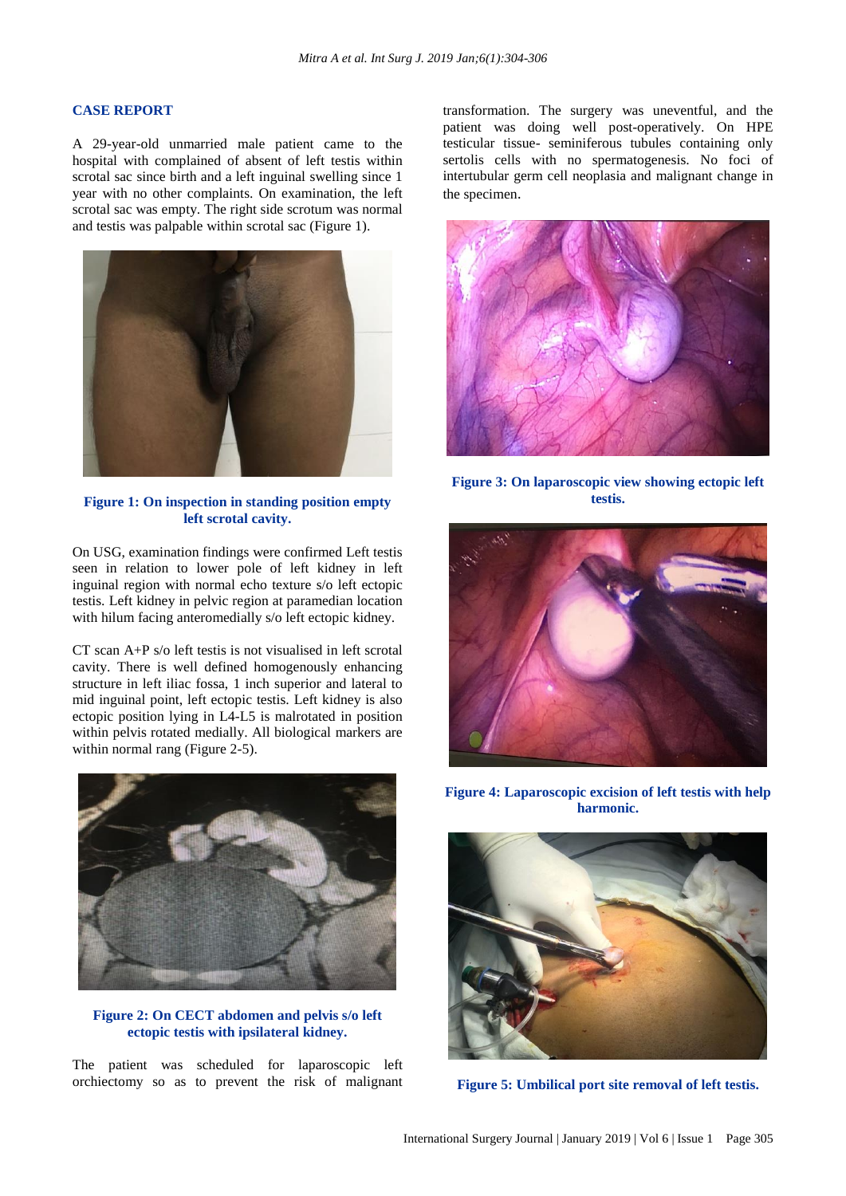## CASE REPORT

A 29-year-old unmarried male patient came to the hospital with complained of absent of left testis within scrotal sac since birth and a left inguinal swelling since 1 year with no other complaints. On examination, the left scrotal sac was empty. The right side scrotum was normal and testis was palpable within scrotal sac (Figure 1).

**Figure 1: On inspection in standing position empty left scrotal cavity.**

On USG, examination findings were confirmed Left testis seen in relation to lower pole of left kidney in left inguinal region with normal echo texture s/o left ectopic testis. Left kidney in pelvic region at paramedian location with hilum facing anteromedially s/o left ectopic kidney.

CT scan A+P s/o left testis is not visualised in left scrotal cavity. There is well defined homogenously enhancing structure in left iliac fossa, 1 inch superior and lateral to mid inguinal point, left ectopic testis. Left kidney is also ectopic position lying in L4-L5 is malrotated in position within pelvis rotated medially. All biological markers are within normal rang (Figure 2-5).

**Figure 2: On CECT abdomen and pelvis s/o left ectopic testis with ipsilateral kidney.**

The patient was scheduled for laparoscopic left orchiectomy so as to prevent the risk of malignant transformation. The surgery was uneventful, and the patient was doing well post-operatively. On HPE testicular tissue- seminiferous tubules containing only sertolis cells with no spermatogenesis. No foci of intertubular germ cell neoplasia and malignant change in the specimen.

**Figure 3: On laparoscopic view showing ectopic left testis.**

**Figure 4: Laparoscopic excision of left testis with help harmonic.**

**Figure 5: Umbilical port site removal of left testis.**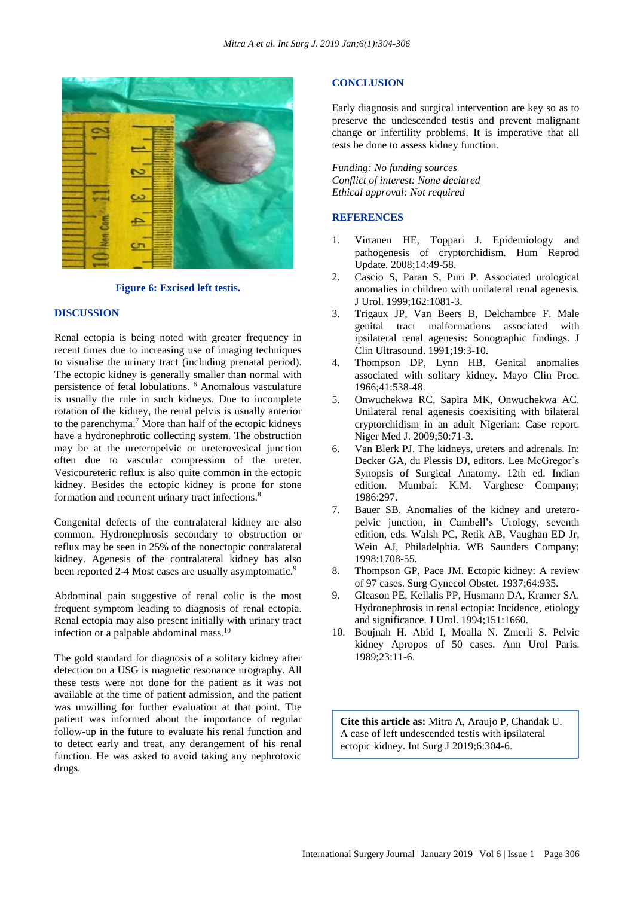Figure 6: Excised left testis.

## DISCUSSION

Renal ectopia is being noted with greater frequency in recent times due to increasing use of imaging techniques to visualise the urinary tract (including prenatal period). The ectopic kidney is generally smaller than normal with persistence of fetal lobulations. [6] Anomalous vasculature is usually the rule in such kidneys. Due to incomplete rotation of the kidney, the renal pelvis is usually anterior to the parenchyma.[7] More than half of the ectopic kidneys have a hydronephrotic collecting system. The obstruction may be at the ureteropelvic or ureterovesical junction often due to vascular compression of the ureter. Vesicoureteric reflux is also quite common in the ectopic kidney. Besides the ectopic kidney is prone for stone formation and recurrent urinary tract infections.[8]

Congenital defects of the contralateral kidney are also common. Hydronephrosis secondary to obstruction or reflux may be seen in 25% of the nonectopic contralateral kidney. Agenesis of the contralateral kidney has also been reported 2-4 Most cases are usually asymptomatic.[9]

Abdominal pain suggestive of renal colic is the most frequent symptom leading to diagnosis of renal ectopia. Renal ectopia may also present initially with urinary tract infection or a palpable abdominal mass.[10]

The gold standard for diagnosis of a solitary kidney after detection on a USG is magnetic resonance urography. All these tests were not done for the patient as it was not available at the time of patient admission, and the patient was unwilling for further evaluation at that point. The patient was informed about the importance of regular follow-up in the future to evaluate his renal function and to detect early and treat, any derangement of his renal function. He was asked to avoid taking any nephrotoxic drugs.

## CONCLUSION

Early diagnosis and surgical intervention are key so as to preserve the undescended testis and prevent malignant change or infertility problems. It is imperative that all tests be done to assess kidney function.

*Funding: No funding sources*
*Conflict of interest: None declared*
*Ethical approval: Not required*

## REFERENCES

1. Virtanen HE, Toppari J. Epidemiology and pathogenesis of cryptorchidism. Hum Reprod Update. 2008;14:49-58.
2. Cascio S, Paran S, Puri P. Associated urological anomalies in children with unilateral renal agenesis. J Urol. 1999;162:1081-3.
3. Trigaux JP, Van Beers B, Delchambre F. Male genital tract malformations associated with ipsilateral renal agenesis: Sonographic findings. J Clin Ultrasound. 1991;19:3-10.
4. Thompson DP, Lynn HB. Genital anomalies associated with solitary kidney. Mayo Clin Proc. 1966;41:538-48.
5. Onwuchekwa RC, Sapira MK, Onwuchekwa AC. Unilateral renal agenesis coexisiting with bilateral cryptorchidism in an adult Nigerian: Case report. Niger Med J. 2009;50:71-3.
6. Van Blerk PJ. The kidneys, ureters and adrenals. In: Decker GA, du Plessis DJ, editors. Lee McGregor's Synopsis of Surgical Anatomy. 12th ed. Indian edition. Mumbai: K.M. Varghese Company; 1986:297.
7. Bauer SB. Anomalies of the kidney and uretero-pelvic junction, in Campbell's Urology, seventh edition, eds. Walsh PC, Retik AB, Vaughan ED Jr, Wein AJ, Philadelphia. WB Saunders Company; 1998:1708-55.
8. Thompson GP, Pace JM. Ectopic kidney: A review of 97 cases. Surg Gynecol Obstet. 1937;64:935.
9. Gleason PE, Kellalis PP, Husmann DA, Kramer SA. Hydronephrosis in renal ectopia: Incidence, etiology and significance. J Urol. 1994;151:1660.
10. Boujnah H. Abid I, Moalla N. Zmerli S. Pelvic kidney Apropos of 50 cases. Ann Urol Paris. 1989;23:11-6.

**Cite this article as:** Mitra A, Araujo P, Chandak U. A case of left undescended testis with ipsilateral ectopic kidney. Int Surg J 2019;6:304-6.